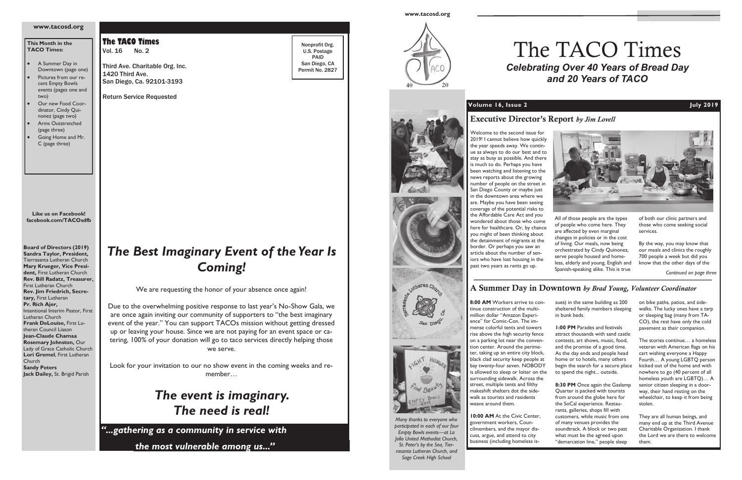www.tacosd.org

**This Month in the TACO Times:**

- A Summer Day in Downtown (page one)
- Pictures from our recent Empty Bowls events (pages one and two)
- Our new Food Coordinator, Cindy Quinonez (page two)
- Arms Outstretched (page three)
- Going Home and Mr. C (page three)

**Like us on Facebook! facebook.com/TACOsdfb**

**Board of Directors (2019)**
**Sandra Taylor, President,** Tierrasanta Lutheran Church
**Mary Krueger, Vice President,** First Lutheran Church
**Rev. Bill Radatz, Treasurer,** First Lutheran Church
**Rev. Jim Friedrich, Secretary,** First Lutheran
**Pr. Rich Ajer,** Intentional Interim Pastor, First Lutheran Church
**Frank DeLouise,** First Lutheran Council Liason
**Jean-Claude Chamaa**
**Rosemary Johnston,** Our Lady of Grace Catholic Church
**Lori Gremel**, First Lutheran Church
**Sandy Peters**
**Jack Dailey,** St. Brigid Parish

**The TACO Times**
Vol. 16 No. 2

Third Ave. Charitable Org. Inc.
1420 Third Ave.
San Diego, Ca. 92101-3193

Return Service Requested

Nonprofit Org.
U.S. Postage
PAID
San Diego, CA
Permit No. 2827

## *The Best Imaginary Event of the Year Is Coming!*

We are requesting the honor of your absence once again!

Due to the overwhelming positive response to last year's No-Show Gala, we are once again inviting our community of supporters to "the best imaginary event of the year." You can support TACOs mission without getting dressed up or leaving your house. Since we are not paying for an event space or catering, 100% of your donation will go to taco services directly helping those we serve.

Look for your invitation to our no show event in the coming weeks and remember…

## *The event is imaginary. The need is real!*

*"...gathering as a community in service with the most vulnerable among us..."*

www.tacosd.org

# The TACO Times

***Celebrating Over 40 Years of Bread Day and 20 Years of TACO***

**Volume 16, Issue 2** **July 2019**

*Many thanks to everyone who participated in each of our four Empty Bowls events—at La Jolla United Methodist Church, St. Peter's by the Sea, Tierrasanta Lutheran Church, and Sage Creek High School*

## Executive Director's Report *by Jim Lovell*

Welcome to the second issue for 2019! I cannot believe how quickly the year speeds away. We continue as always to do our best and to stay as busy as possible. And there is much to do. Perhaps you have been watching and listening to the news reports about the growing number of people on the street in San Diego County or maybe just in the downtown area where we are. Maybe you have been seeing coverage of the potential risks to the Affordable Care Act and you wondered about those who come here for healthcare. Or, by chance you might of been thinking about the detainment of migrants at the border. Or perhaps you saw an article about the number of seniors who have lost housing in the past two years as rents go up.

All of those people are the types of people who come here. They are affected by even marginal changes in policies or in the cost of living. Our meals, now being orchestrated by Cindy Quinonez, serve people housed and homeless, elderly and young, English and Spanish-speaking alike. This is true of both our clinic partners and those who come seeking social services.

By the way, you may know that our meals and clinics the roughly 700 people a week but did you know that the other days of the

*Continued on page three*

## A Summer Day in Downtown *by Brad Young, Volunteer Coordinator*

**8:00 AM** Workers arrive to continue construction of the multi-million dollar "Amazon Experience" for Comic-Con. The immense colorful tents and towers rise above the high security fence on a parking lot near the convention center. Around the perimeter, taking up an entire city block, black clad security keep people at bay twenty-four seven. NOBODY is allowed to sleep or loiter on the surrounding sidewalk. Across the street, multiple tents and filthy makeshift shelters dot the sidewalk as tourists and residents weave around them.

**10:00 AM** At the Civic Center, government workers, Councilmembers, and the mayor discuss, argue, and attend to city business (including homeless issues) in the same building as 200 sheltered family members sleeping in bunk beds.

**1:00 PM** Parades and festivals attract thousands with sand castle contests, art shows, music, food, and the promise of a good time. As the day ends and people head home or to hotels, many others begin the search for a secure place to spend the night... outside.

**8:30 PM** Once again the Gaslamp Quarter is packed with tourists from around the globe here for the SoCal experience. Restaurants, galleries, shops fill with customers, while music from one of many venues provides the soundtrack. A block or two past what must be the agreed upon "demarcation line," people sleep on bike paths, patios, and sidewalks. The lucky ones have a tarp or sleeping bag (many from TACO), the rest have only the cold pavement as their companion.

The stories continue… a homeless veteran with American flags on his cart wishing everyone a Happy Fourth… A young LGBTQ person kicked out of the home and with nowhere to go (40 percent of all homeless youth are LGBTQ)… A senior citizen sleeping in a doorway, their hand resting on the wheelchair, to keep it from being stolen.

They are all human beings, and many end up at the Third Avenue Charitable Organization. I thank the Lord we are there to welcome them.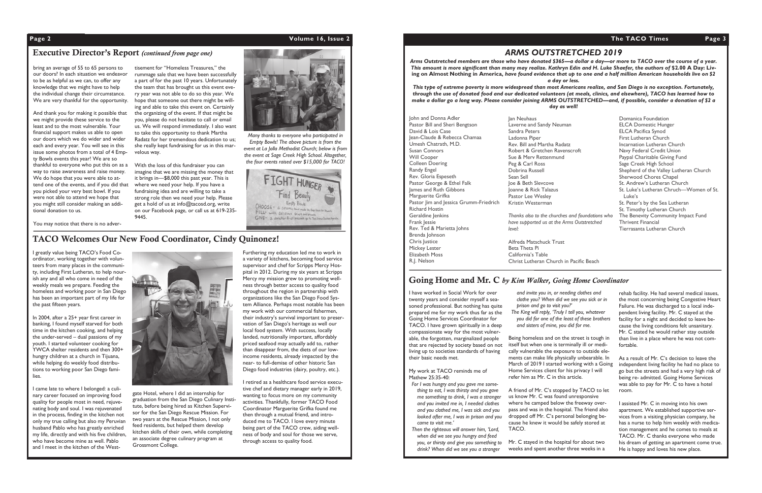## Executive Director's Report *(continued from page one)*

bring an average of 55 to 65 persons to our doors? In each situation we endeavor to be as helpful as we can, to offer any knowledge that we might have to help the individual change their circumstance. We are very thankful for the opportunity.

And thank you for making it possible that we might provide these service to the least and to the most vulnerable. Your financial support makes us able to open our doors which we do wider and wider each and every year. You will see in this issue some photos from a total of 4 Empty Bowls events this year! We are so thankful to everyone who put this on as a way to raise awareness and raise money. We do hope that you were able to attend one of the events, and if you did that you picked your very best bowl. If you were not able to attend we hope that you might still consider making an additional donation to us.

You may notice that there is no advertisement for "Homeless Treasures," the rummage sale that we have been successfully a part of for the past 10 years. Unfortunately the team that has brought us this event every year was not able to do so this year. We hope that someone out there might be willing and able to take this event on. Certainly the organizing of the event. If that might be you, please do not hesitate to call or email us. We will respond immediately. I also want to take this opportunity to thank Martha Radatz for her tremendous dedication to us; she really kept fundraising for us in this marvelous way.

With the loss of this fundraiser you can imagine that we are missing the money that it brings in—$8,000 this past year. This is where we need your help. If you have a fundraising idea and are willing to take a strong role then we need your help. Please get a hold of us at info@tacosd.org, write on our Facebook page, or call us at 619-235-9445.

*Many thanks to everyone who participated in Empty Bowls! The above picture is from the event at La Jolla Methodist Church; below is from the event at Sage Creek High School. Altogether, the four events raised over $15,000 for TACO!*

FIGHT HUNGER
Find Beauty
Empty Bowls
CHOOSE- a ceramic bowl made by Sage Creek Art Students
FILL- with delicious bread and broth
GIVE- a donation & all proceeds go to Third Avenue Charitable Organization

## TACO Welcomes Our New Food Coordinator, Cindy Quinonez!

I greatly value being TACO's Food Coordinator, working together with volunteers from many places in the community, including First Lutheran, to help nourish any and all who come in need of the weekly meals we prepare. Feeding the homeless and working poor in San Diego has been an important part of my life for the past fifteen years.

In 2004, after a 25+ year first career in banking, I found myself starved for both time in the kitchen cooking, and helping the under-served – dual passions of my youth. I started volunteer cooking for YWCA shelter residents and then 300+ hungry children at a church in Tijuana, while helping do weekly food distributions to working poor San Diego families.

I came late to where I belonged: a culinary career focused on improving food quality for people most in need, rejuvenating body and soul. I was rejuvenated in the process, finding in the kitchen not only my true calling but also my Peruvian husband Pablo who has greatly enriched my life, directly and with his five children, who have become mine as well. Pablo and I meet in the kitchen of the Westgate Hotel, where I did an internship for graduation from the San Diego Culinary Institute, before being hired as Kitchen Supervisor for the San Diego Rescue Mission. For two years at the Rescue Mission, I not only feed residents, but helped them develop kitchen skills of their own, while completing an associate degree culinary program at Grossmont College.

Furthering my education led me to work in a variety of kitchens, becoming food service supervisor and chef for Scripps Mercy Hospital in 2012. During my six years at Scripps Mercy my mission grew to promoting wellness through better access to quality food throughout the region in partnership with organizations like the San Diego Food System Alliance. Perhaps most notable has been my work with our commercial fishermen, their industry's survival important to preservation of San Diego's heritage as well our local food system. With success, locally landed, nutritionally important, affordably priced seafood may actually add to, rather than disappear from, the diets of our low-income residents, already impacted by the near- to full-demise of other historic San Diego food industries (dairy, poultry, etc.).

I retired as a healthcare food service executive chef and dietary manager early in 2019, wanting to focus more on my community activities. Thankfully, former TACO Food Coordinator Marguerite Grifka found me then through a mutual friend, and introduced me to TACO. I love every minute being part of the TACO crew, aiding wellness of body and soul for those we serve, through access to quality food.

# *ARMS OUTSTRETCHED 2019*

***Arms Outstretched members are those who have donated $365—a dollar a day—or more to TACO over the course of a year. This amount is more significant than many may realize. Kathryn Edin and H. Luke Shaefer, the authors of* $2.00 A Day: Living on Almost Nothing in America*, have found evidence that up to one and a half million American households live on $2 a day or less.***

***This type of extreme poverty is more widespread than most Americans realize, and San Diego is no exception. Fortunately, through the use of donated food and our dedicated volunteers (at meals, clinics, and elsewhere), TACO has learned how to make a dollar go a long way. Please consider joining ARMS OUTSTRETCHED—and, if possible, consider a donation of $2 a day as well!***

John and Donna Adler
Pastor Bill and Sheri Bengtson
David & Lois Case
Jean-Claude & Rebecca Chamaa
Umesh Chatrath, M.D.
Susan Connors
Will Cooper
Colleen Doering
Randy Engel
Rev. Gloria Espeseth
Pastor George & Ethel Falk
James and Ruth Gibbons
Marguerite Grifka
Pastor Jim and Jessica Grumm-Friedrich
Richard Hostin
Geraldine Jenkins
Frank Jessie
Rev. Ted & Marietta Johns
Brenda Johnson
Chris Justice
Mickey Lester
Elizabeth Moss
R.J. Nelson
Jan Neuhaus
Laverne and Sandy Neuman
Sandra Peters
Ladonna Piper
Rev. Bill and Martha Radatz
Robert & Gretchen Ravenscroft
Sue & Merv Rettenmund
Peg & Carl Ross
Dobrina Russell
Sean Sell
Joe & Beth Slevcove
Joanne & Rick Talazus
Pastor Lee Wesley
Kristin Westerman

*Thanks also to the churches and foundations who have supported us at the Arms Outstretched level:*

Alfreda Matschuck Trust
Beta Theta Pi
California's Table
Christ Lutheran Church in Pacific Beach
Domanica Foundation
ELCA Domestic Hunger
ELCA Pacifica Synod
First Lutheran Church
Incarnation Lutheran Church
Navy Federal Credit Union
Paypal Charitable Giving Fund
Sage Creek High School
Shepherd of the Valley Lutheran Church
Sherwood Chores Chapel
St. Andrew's Lutheran Church
St. Luke's Lutheran Chruch—Women of St. Luke's
St. Peter's by the Sea Lutheran
St. Timothy Lutheran Church
The Benevity Community Impact Fund
Thrivent Financial
Tierrasanta Lutheran Church

## Going Home and Mr. C *by Kim Walker, Going Home Coordinator*

I have worked in Social Work for over twenty years and consider myself a seasoned professional. But nothing has quite prepared me for my work thus far as the Going Home Services Coordinator for TACO. I have grown spiritually in a deep compassionate way for the most vulnerable, the forgotten, marginalized people that are rejected by society based on not living up to societies standards of having their basic needs met.

My work at TACO reminds me of Mathew 25:35-40:

*For I was hungry and you gave me something to eat, I was thirsty and you gave me something to drink, I was a stranger and you invited me in, I needed clothes and you clothed me, I was sick and you looked after me, I was in prison and you came to visit me.'*

*Then the righteous will answer him, 'Lord, when did we see you hungry and feed you, or thirsty and give you something to drink? When did we see you a stranger and invite you in, or needing clothes and clothe you? When did we see you sick or in prison and go to visit you?'*

*The King will reply, 'Truly I tell you, whatever you did for one of the least of these brothers and sisters of mine, you did for me.*

Being homeless and on the street is tough in itself but when one is terminally ill or medically vulnerable the exposure to outside elements can make life physically unbearable. In March of 2019 I started working with a Going Home Services client for his privacy I will refer him as Mr. C in this article.

A friend of Mr. C's stopped by TACO to let us know Mr. C was found unresponsive where he camped below the freeway overpass and was in the hospital. The friend also dropped off Mr. C's personal belonging because he knew it would be safely stored at TACO.

Mr. C stayed in the hospital for about two weeks and spent another three weeks in a rehab facility. He had several medical issues, the most concerning being Congestive Heart Failure. He was discharged to a local independent living facility. Mr. C stayed at the facility for a night and decided to leave because the living conditions felt unsanitary. Mr. C stated he would rather stay outside than live in a place where he was not comfortable.

As a result of Mr. C's decision to leave the independent living facility he had no place to go but the streets and had a very high risk of being re- admitted. Going Home Services was able to pay for Mr. C to have a hotel room.

I assisted Mr. C in moving into his own apartment. We established supportive services from a visiting physician company, he has a nurse to help him weekly with medication management and he comes to meals at TACO. Mr. C thanks everyone who made his dream of getting an apartment come true. He is happy and loves his new place.